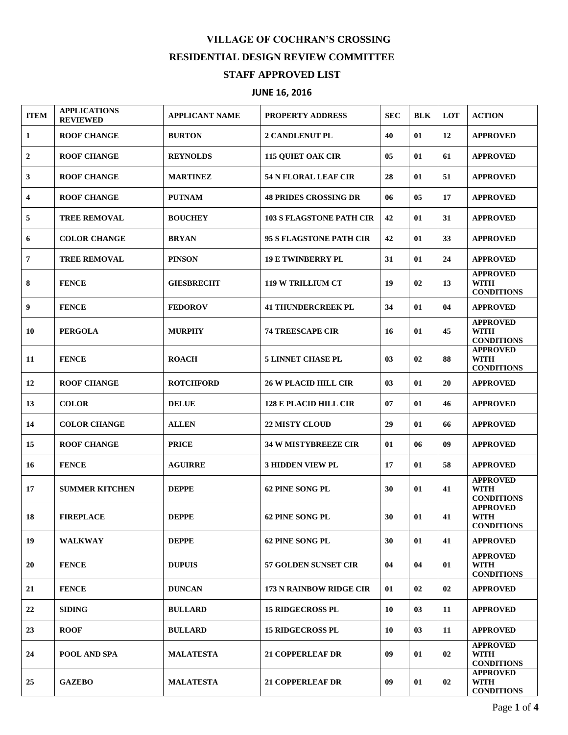# VILLAGE OF COCHRAN'S CROSSING

## RESIDENTIAL DESIGN REVIEW COMMITTEE

## STAFF APPROVED LIST

### JUNE 16, 2016

| ITEM | APPLICATIONS REVIEWED | APPLICANT NAME | PROPERTY ADDRESS | SEC | BLK | LOT | ACTION |
|---|---|---|---|---|---|---|---|
| 1 | ROOF CHANGE | BURTON | 2 CANDLENUT PL | 40 | 01 | 12 | APPROVED |
| 2 | ROOF CHANGE | REYNOLDS | 115 QUIET OAK CIR | 05 | 01 | 61 | APPROVED |
| 3 | ROOF CHANGE | MARTINEZ | 54 N FLORAL LEAF CIR | 28 | 01 | 51 | APPROVED |
| 4 | ROOF CHANGE | PUTNAM | 48 PRIDES CROSSING DR | 06 | 05 | 17 | APPROVED |
| 5 | TREE REMOVAL | BOUCHEY | 103 S FLAGSTONE PATH CIR | 42 | 01 | 31 | APPROVED |
| 6 | COLOR CHANGE | BRYAN | 95 S FLAGSTONE PATH CIR | 42 | 01 | 33 | APPROVED |
| 7 | TREE REMOVAL | PINSON | 19 E TWINBERRY PL | 31 | 01 | 24 | APPROVED |
| 8 | FENCE | GIESBRECHT | 119 W TRILLIUM CT | 19 | 02 | 13 | APPROVED WITH CONDITIONS |
| 9 | FENCE | FEDOROV | 41 THUNDERCREEK PL | 34 | 01 | 04 | APPROVED |
| 10 | PERGOLA | MURPHY | 74 TREESCAPE CIR | 16 | 01 | 45 | APPROVED WITH CONDITIONS |
| 11 | FENCE | ROACH | 5 LINNET CHASE PL | 03 | 02 | 88 | APPROVED WITH CONDITIONS |
| 12 | ROOF CHANGE | ROTCHFORD | 26 W PLACID HILL CIR | 03 | 01 | 20 | APPROVED |
| 13 | COLOR | DELUE | 128 E PLACID HILL CIR | 07 | 01 | 46 | APPROVED |
| 14 | COLOR CHANGE | ALLEN | 22 MISTY CLOUD | 29 | 01 | 66 | APPROVED |
| 15 | ROOF CHANGE | PRICE | 34 W MISTYBREEZE CIR | 01 | 06 | 09 | APPROVED |
| 16 | FENCE | AGUIRRE | 3 HIDDEN VIEW PL | 17 | 01 | 58 | APPROVED |
| 17 | SUMMER KITCHEN | DEPPE | 62 PINE SONG PL | 30 | 01 | 41 | APPROVED WITH CONDITIONS |
| 18 | FIREPLACE | DEPPE | 62 PINE SONG PL | 30 | 01 | 41 | APPROVED WITH CONDITIONS |
| 19 | WALKWAY | DEPPE | 62 PINE SONG PL | 30 | 01 | 41 | APPROVED |
| 20 | FENCE | DUPUIS | 57 GOLDEN SUNSET CIR | 04 | 04 | 01 | APPROVED WITH CONDITIONS |
| 21 | FENCE | DUNCAN | 173 N RAINBOW RIDGE CIR | 01 | 02 | 02 | APPROVED |
| 22 | SIDING | BULLARD | 15 RIDGECROSS PL | 10 | 03 | 11 | APPROVED |
| 23 | ROOF | BULLARD | 15 RIDGECROSS PL | 10 | 03 | 11 | APPROVED |
| 24 | POOL AND SPA | MALATESTA | 21 COPPERLEAF DR | 09 | 01 | 02 | APPROVED WITH CONDITIONS |
| 25 | GAZEBO | MALATESTA | 21 COPPERLEAF DR | 09 | 01 | 02 | APPROVED WITH CONDITIONS |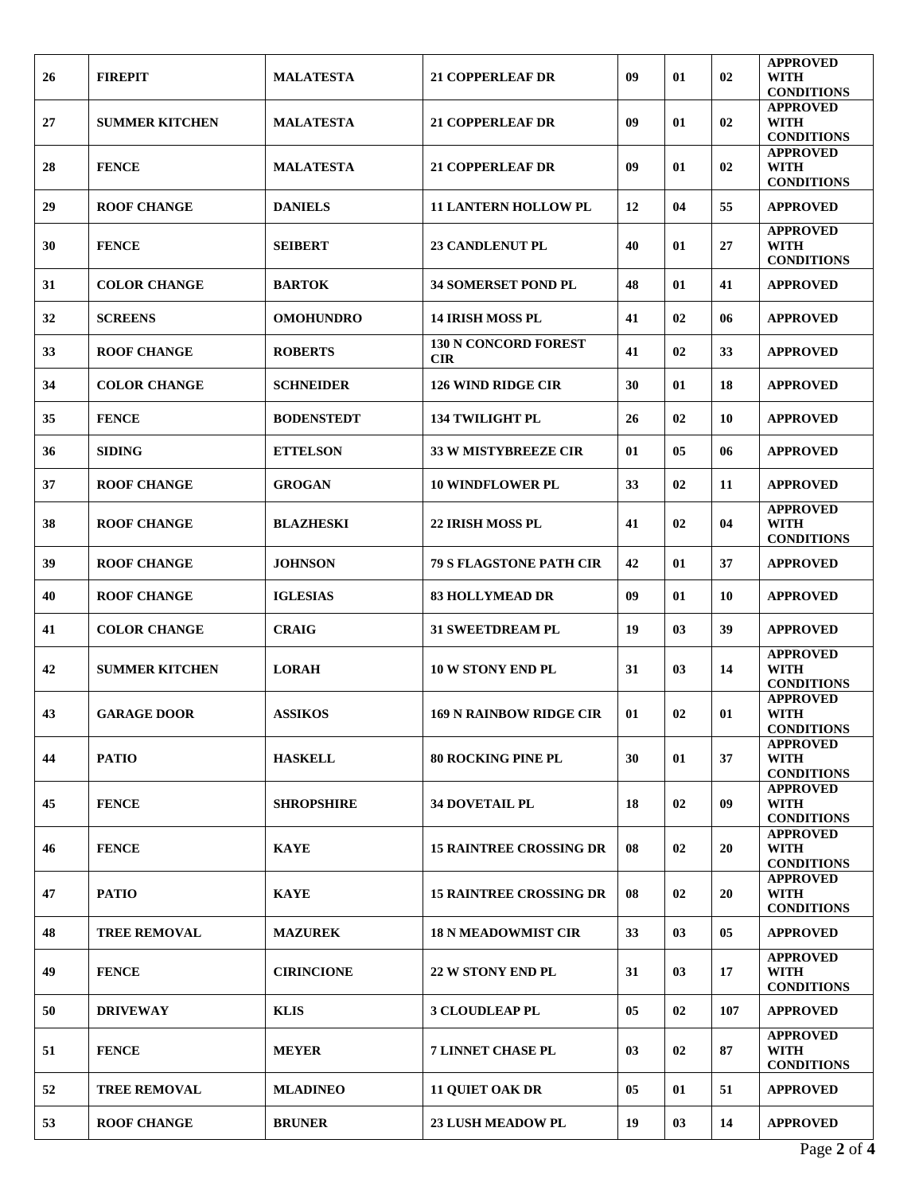| 26 | FIREPIT | MALATESTA | 21 COPPERLEAF DR | 09 | 01 | 02 | APPROVED WITH CONDITIONS |
|---|---|---|---|---|---|---|---|
| 27 | SUMMER KITCHEN | MALATESTA | 21 COPPERLEAF DR | 09 | 01 | 02 | APPROVED WITH CONDITIONS |
| 28 | FENCE | MALATESTA | 21 COPPERLEAF DR | 09 | 01 | 02 | APPROVED WITH CONDITIONS |
| 29 | ROOF CHANGE | DANIELS | 11 LANTERN HOLLOW PL | 12 | 04 | 55 | APPROVED |
| 30 | FENCE | SEIBERT | 23 CANDLENUT PL | 40 | 01 | 27 | APPROVED WITH CONDITIONS |
| 31 | COLOR CHANGE | BARTOK | 34 SOMERSET POND PL | 48 | 01 | 41 | APPROVED |
| 32 | SCREENS | OMOHUNDRO | 14 IRISH MOSS PL | 41 | 02 | 06 | APPROVED |
| 33 | ROOF CHANGE | ROBERTS | 130 N CONCORD FOREST CIR | 41 | 02 | 33 | APPROVED |
| 34 | COLOR CHANGE | SCHNEIDER | 126 WIND RIDGE CIR | 30 | 01 | 18 | APPROVED |
| 35 | FENCE | BODENSTEDT | 134 TWILIGHT PL | 26 | 02 | 10 | APPROVED |
| 36 | SIDING | ETTELSON | 33 W MISTYBREEZE CIR | 01 | 05 | 06 | APPROVED |
| 37 | ROOF CHANGE | GROGAN | 10 WINDFLOWER PL | 33 | 02 | 11 | APPROVED |
| 38 | ROOF CHANGE | BLAZHESKI | 22 IRISH MOSS PL | 41 | 02 | 04 | APPROVED WITH CONDITIONS |
| 39 | ROOF CHANGE | JOHNSON | 79 S FLAGSTONE PATH CIR | 42 | 01 | 37 | APPROVED |
| 40 | ROOF CHANGE | IGLESIAS | 83 HOLLYMEAD DR | 09 | 01 | 10 | APPROVED |
| 41 | COLOR CHANGE | CRAIG | 31 SWEETDREAM PL | 19 | 03 | 39 | APPROVED |
| 42 | SUMMER KITCHEN | LORAH | 10 W STONY END PL | 31 | 03 | 14 | APPROVED WITH CONDITIONS |
| 43 | GARAGE DOOR | ASSIKOS | 169 N RAINBOW RIDGE CIR | 01 | 02 | 01 | APPROVED WITH CONDITIONS |
| 44 | PATIO | HASKELL | 80 ROCKING PINE PL | 30 | 01 | 37 | APPROVED WITH CONDITIONS |
| 45 | FENCE | SHROPSHIRE | 34 DOVETAIL PL | 18 | 02 | 09 | APPROVED WITH CONDITIONS |
| 46 | FENCE | KAYE | 15 RAINTREE CROSSING DR | 08 | 02 | 20 | APPROVED WITH CONDITIONS |
| 47 | PATIO | KAYE | 15 RAINTREE CROSSING DR | 08 | 02 | 20 | APPROVED WITH CONDITIONS |
| 48 | TREE REMOVAL | MAZUREK | 18 N MEADOWMIST CIR | 33 | 03 | 05 | APPROVED |
| 49 | FENCE | CIRINCIONE | 22 W STONY END PL | 31 | 03 | 17 | APPROVED WITH CONDITIONS |
| 50 | DRIVEWAY | KLIS | 3 CLOUDLEAP PL | 05 | 02 | 107 | APPROVED |
| 51 | FENCE | MEYER | 7 LINNET CHASE PL | 03 | 02 | 87 | APPROVED WITH CONDITIONS |
| 52 | TREE REMOVAL | MLADINEO | 11 QUIET OAK DR | 05 | 01 | 51 | APPROVED |
| 53 | ROOF CHANGE | BRUNER | 23 LUSH MEADOW PL | 19 | 03 | 14 | APPROVED |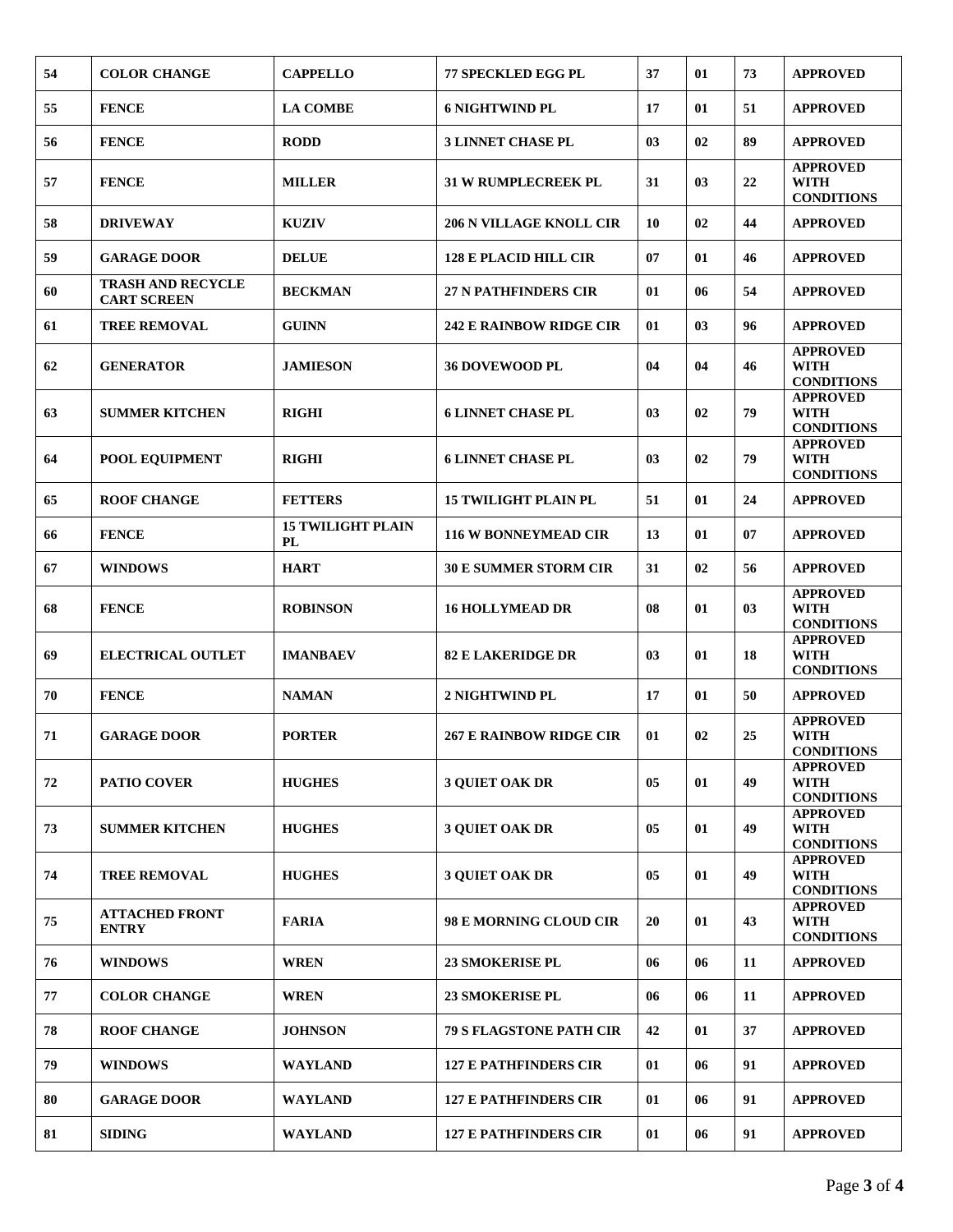| 54 | COLOR CHANGE | CAPPELLO | 77 SPECKLED EGG PL | 37 | 01 | 73 | APPROVED |
|---|---|---|---|---|---|---|---|
| 55 | FENCE | LA COMBE | 6 NIGHTWIND PL | 17 | 01 | 51 | APPROVED |
| 56 | FENCE | RODD | 3 LINNET CHASE PL | 03 | 02 | 89 | APPROVED |
| 57 | FENCE | MILLER | 31 W RUMPLECREEK PL | 31 | 03 | 22 | APPROVED WITH CONDITIONS |
| 58 | DRIVEWAY | KUZIV | 206 N VILLAGE KNOLL CIR | 10 | 02 | 44 | APPROVED |
| 59 | GARAGE DOOR | DELUE | 128 E PLACID HILL CIR | 07 | 01 | 46 | APPROVED |
| 60 | TRASH AND RECYCLE CART SCREEN | BECKMAN | 27 N PATHFINDERS CIR | 01 | 06 | 54 | APPROVED |
| 61 | TREE REMOVAL | GUINN | 242 E RAINBOW RIDGE CIR | 01 | 03 | 96 | APPROVED |
| 62 | GENERATOR | JAMIESON | 36 DOVEWOOD PL | 04 | 04 | 46 | APPROVED WITH CONDITIONS |
| 63 | SUMMER KITCHEN | RIGHI | 6 LINNET CHASE PL | 03 | 02 | 79 | APPROVED WITH CONDITIONS |
| 64 | POOL EQUIPMENT | RIGHI | 6 LINNET CHASE PL | 03 | 02 | 79 | APPROVED WITH CONDITIONS |
| 65 | ROOF CHANGE | FETTERS | 15 TWILIGHT PLAIN PL | 51 | 01 | 24 | APPROVED |
| 66 | FENCE | 15 TWILIGHT PLAIN PL | 116 W BONNEYMEAD CIR | 13 | 01 | 07 | APPROVED |
| 67 | WINDOWS | HART | 30 E SUMMER STORM CIR | 31 | 02 | 56 | APPROVED |
| 68 | FENCE | ROBINSON | 16 HOLLYMEAD DR | 08 | 01 | 03 | APPROVED WITH CONDITIONS |
| 69 | ELECTRICAL OUTLET | IMANBAEV | 82 E LAKERIDGE DR | 03 | 01 | 18 | APPROVED WITH CONDITIONS |
| 70 | FENCE | NAMAN | 2 NIGHTWIND PL | 17 | 01 | 50 | APPROVED |
| 71 | GARAGE DOOR | PORTER | 267 E RAINBOW RIDGE CIR | 01 | 02 | 25 | APPROVED WITH CONDITIONS |
| 72 | PATIO COVER | HUGHES | 3 QUIET OAK DR | 05 | 01 | 49 | APPROVED WITH CONDITIONS |
| 73 | SUMMER KITCHEN | HUGHES | 3 QUIET OAK DR | 05 | 01 | 49 | APPROVED WITH CONDITIONS |
| 74 | TREE REMOVAL | HUGHES | 3 QUIET OAK DR | 05 | 01 | 49 | APPROVED WITH CONDITIONS |
| 75 | ATTACHED FRONT ENTRY | FARIA | 98 E MORNING CLOUD CIR | 20 | 01 | 43 | APPROVED WITH CONDITIONS |
| 76 | WINDOWS | WREN | 23 SMOKERISE PL | 06 | 06 | 11 | APPROVED |
| 77 | COLOR CHANGE | WREN | 23 SMOKERISE PL | 06 | 06 | 11 | APPROVED |
| 78 | ROOF CHANGE | JOHNSON | 79 S FLAGSTONE PATH CIR | 42 | 01 | 37 | APPROVED |
| 79 | WINDOWS | WAYLAND | 127 E PATHFINDERS CIR | 01 | 06 | 91 | APPROVED |
| 80 | GARAGE DOOR | WAYLAND | 127 E PATHFINDERS CIR | 01 | 06 | 91 | APPROVED |
| 81 | SIDING | WAYLAND | 127 E PATHFINDERS CIR | 01 | 06 | 91 | APPROVED |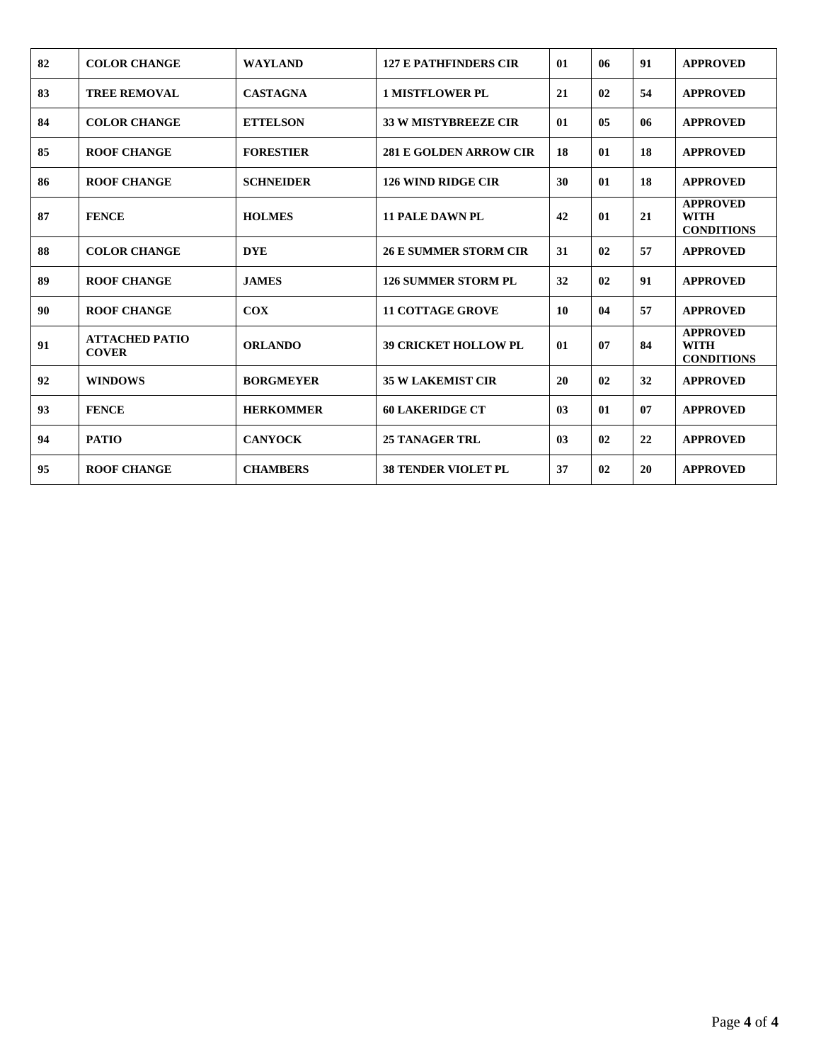| | | | | | | | |
|---|---|---|---|---|---|---|---|
| 82 | COLOR CHANGE | WAYLAND | 127 E PATHFINDERS CIR | 01 | 06 | 91 | APPROVED |
| 83 | TREE REMOVAL | CASTAGNA | 1 MISTFLOWER PL | 21 | 02 | 54 | APPROVED |
| 84 | COLOR CHANGE | ETTELSON | 33 W MISTYBREEZE CIR | 01 | 05 | 06 | APPROVED |
| 85 | ROOF CHANGE | FORESTIER | 281 E GOLDEN ARROW CIR | 18 | 01 | 18 | APPROVED |
| 86 | ROOF CHANGE | SCHNEIDER | 126 WIND RIDGE CIR | 30 | 01 | 18 | APPROVED |
| 87 | FENCE | HOLMES | 11 PALE DAWN PL | 42 | 01 | 21 | APPROVED WITH CONDITIONS |
| 88 | COLOR CHANGE | DYE | 26 E SUMMER STORM CIR | 31 | 02 | 57 | APPROVED |
| 89 | ROOF CHANGE | JAMES | 126 SUMMER STORM PL | 32 | 02 | 91 | APPROVED |
| 90 | ROOF CHANGE | COX | 11 COTTAGE GROVE | 10 | 04 | 57 | APPROVED |
| 91 | ATTACHED PATIO COVER | ORLANDO | 39 CRICKET HOLLOW PL | 01 | 07 | 84 | APPROVED WITH CONDITIONS |
| 92 | WINDOWS | BORGMEYER | 35 W LAKEMIST CIR | 20 | 02 | 32 | APPROVED |
| 93 | FENCE | HERKOMMER | 60 LAKERIDGE CT | 03 | 01 | 07 | APPROVED |
| 94 | PATIO | CANYOCK | 25 TANAGER TRL | 03 | 02 | 22 | APPROVED |
| 95 | ROOF CHANGE | CHAMBERS | 38 TENDER VIOLET PL | 37 | 02 | 20 | APPROVED |